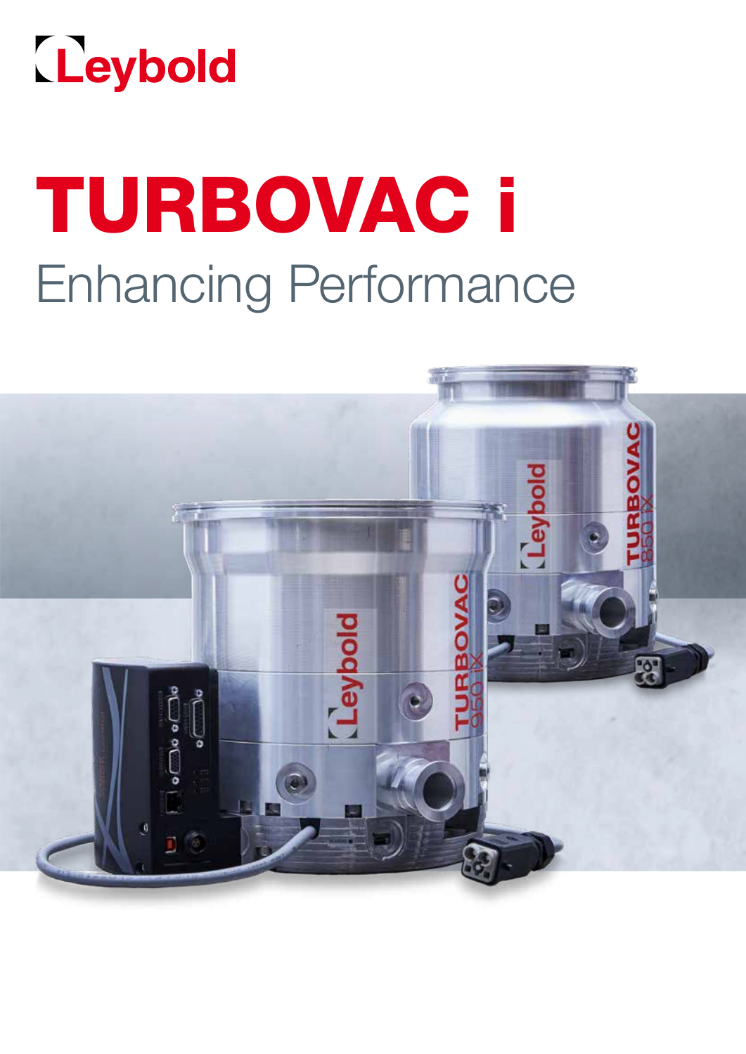Leybold

# TURBOVAC i

## Enhancing Performance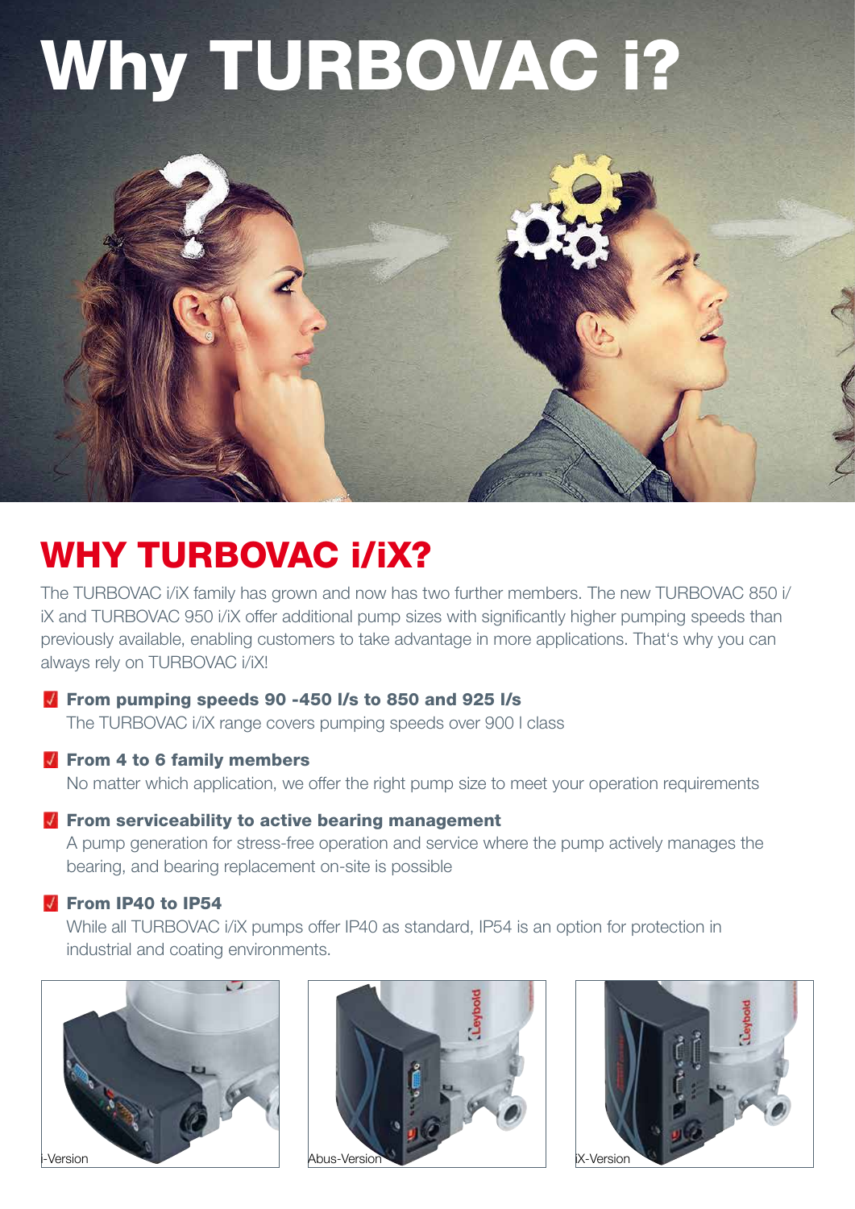# Why TURBOVAC i?

## WHY TURBOVAC i/iX?

The TURBOVAC i/iX family has grown and now has two further members. The new TURBOVAC 850 i/iX and TURBOVAC 950 i/iX offer additional pump sizes with significantly higher pumping speeds than previously available, enabling customers to take advantage in more applications. That's why you can always rely on TURBOVAC i/iX!

- **From pumping speeds 90 -450 l/s to 850 and 925 l/s**
  The TURBOVAC i/iX range covers pumping speeds over 900 l class
- **From 4 to 6 family members**
  No matter which application, we offer the right pump size to meet your operation requirements
- **From serviceability to active bearing management**
  A pump generation for stress-free operation and service where the pump actively manages the bearing, and bearing replacement on-site is possible
- **From IP40 to IP54**
  While all TURBOVAC i/iX pumps offer IP40 as standard, IP54 is an option for protection in industrial and coating environments.

i-Version

Abus-Version

iX-Version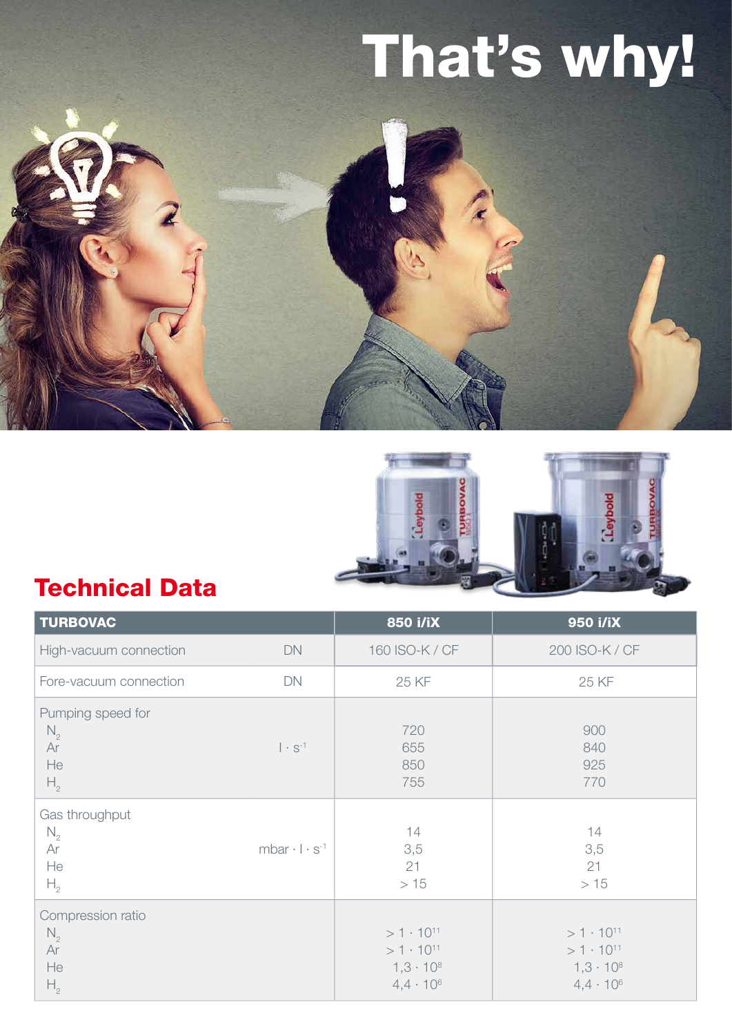# That's why!

## Technical Data

| TURBOVAC | | 850 i/iX | 950 i/iX |
|---|---|---|---|
| High-vacuum connection | DN | 160 ISO-K / CF | 200 ISO-K / CF |
| Fore-vacuum connection | DN | 25 KF | 25 KF |
| Pumping speed for | | | |
| $N_2$ | $l \cdot s^{-1}$ | 720 | 900 |
| Ar | $l \cdot s^{-1}$ | 655 | 840 |
| He | $l \cdot s^{-1}$ | 850 | 925 |
| $H_2$ | $l \cdot s^{-1}$ | 755 | 770 |
| Gas throughput | | | |
| $N_2$ | $mbar \cdot l \cdot s^{-1}$ | 14 | 14 |
| Ar | $mbar \cdot l \cdot s^{-1}$ | 3,5 | 3,5 |
| He | $mbar \cdot l \cdot s^{-1}$ | 21 | 21 |
| $H_2$ | $mbar \cdot l \cdot s^{-1}$ | > 15 | > 15 |
| Compression ratio | | | |
| $N_2$ | | $> 1 \cdot 10^{11}$ | $> 1 \cdot 10^{11}$ |
| Ar | | $> 1 \cdot 10^{11}$ | $> 1 \cdot 10^{11}$ |
| He | | $1{,}3 \cdot 10^{8}$ | $1{,}3 \cdot 10^{8}$ |
| $H_2$ | | $4{,}4 \cdot 10^{6}$ | $4{,}4 \cdot 10^{6}$ |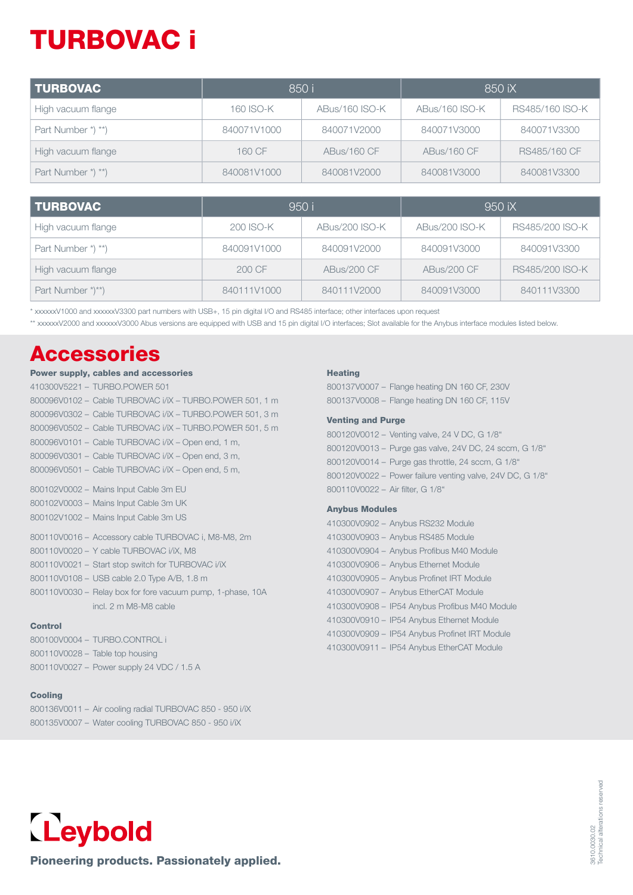# TURBOVAC i

| TURBOVAC | 850 i | | 850 iX | |
|---|---|---|---|---|
| High vacuum flange | 160 ISO-K | ABus/160 ISO-K | ABus/160 ISO-K | RS485/160 ISO-K |
| Part Number *) **) | 840071V1000 | 840071V2000 | 840071V3000 | 840071V3300 |
| High vacuum flange | 160 CF | ABus/160 CF | ABus/160 CF | RS485/160 CF |
| Part Number *) **) | 840081V1000 | 840081V2000 | 840081V3000 | 840081V3300 |

| TURBOVAC | 950 i | | 950 iX | |
|---|---|---|---|---|
| High vacuum flange | 200 ISO-K | ABus/200 ISO-K | ABus/200 ISO-K | RS485/200 ISO-K |
| Part Number *) **) | 840091V1000 | 840091V2000 | 840091V3000 | 840091V3300 |
| High vacuum flange | 200 CF | ABus/200 CF | ABus/200 CF | RS485/200 ISO-K |
| Part Number *)**) | 840111V1000 | 840111V2000 | 840091V3000 | 840111V3300 |

* xxxxxxV1000 and xxxxxxV3300 part numbers with USB+, 15 pin digital I/O and RS485 interface; other interfaces upon request

** xxxxxxV2000 and xxxxxxV3000 Abus versions are equipped with USB and 15 pin digital I/O interfaces; Slot available for the Anybus interface modules listed below.

## Accessories

**Power supply, cables and accessories**

410300V5221 – TURBO.POWER 501
800096V0102 – Cable TURBOVAC i/iX – TURBO.POWER 501, 1 m
800096V0302 – Cable TURBOVAC i/iX – TURBO.POWER 501, 3 m
800096V0502 – Cable TURBOVAC i/iX – TURBO.POWER 501, 5 m
800096V0101 – Cable TURBOVAC i/iX – Open end, 1 m,
800096V0301 – Cable TURBOVAC i/iX – Open end, 3 m,
800096V0501 – Cable TURBOVAC i/iX – Open end, 5 m,

800102V0002 – Mains Input Cable 3m EU
800102V0003 – Mains Input Cable 3m UK
800102V1002 – Mains Input Cable 3m US

800110V0016 – Accessory cable TURBOVAC i, M8-M8, 2m
800110V0020 – Y cable TURBOVAC i/iX, M8
800110V0021 – Start stop switch for TURBOVAC i/iX
800110V0108 – USB cable 2.0 Type A/B, 1.8 m
800110V0030 – Relay box for fore vacuum pump, 1-phase, 10A incl. 2 m M8-M8 cable

**Control**

800100V0004 – TURBO.CONTROL i
800110V0028 – Table top housing
800110V0027 – Power supply 24 VDC / 1.5 A

**Cooling**

800136V0011 – Air cooling radial TURBOVAC 850 - 950 i/iX
800135V0007 – Water cooling TURBOVAC 850 - 950 i/iX

**Heating**

800137V0007 – Flange heating DN 160 CF, 230V
800137V0008 – Flange heating DN 160 CF, 115V

**Venting and Purge**

800120V0012 – Venting valve, 24 V DC, G 1/8"
800120V0013 – Purge gas valve, 24V DC, 24 sccm, G 1/8"
800120V0014 – Purge gas throttle, 24 sccm, G 1/8"
800120V0022 – Power failure venting valve, 24V DC, G 1/8"
800110V0022 – Air filter, G 1/8"

**Anybus Modules**

410300V0902 – Anybus RS232 Module
410300V0903 – Anybus RS485 Module
410300V0904 – Anybus Profibus M40 Module
410300V0906 – Anybus Ethernet Module
410300V0905 – Anybus Profinet IRT Module
410300V0907 – Anybus EtherCAT Module
410300V0908 – IP54 Anybus Profibus M40 Module
410300V0910 – IP54 Anybus Ethernet Module
410300V0909 – IP54 Anybus Profinet IRT Module
410300V0911 – IP54 Anybus EtherCAT Module

Leybold

**Pioneering products. Passionately applied.**

3610.0030.02
Technical alterations reserved